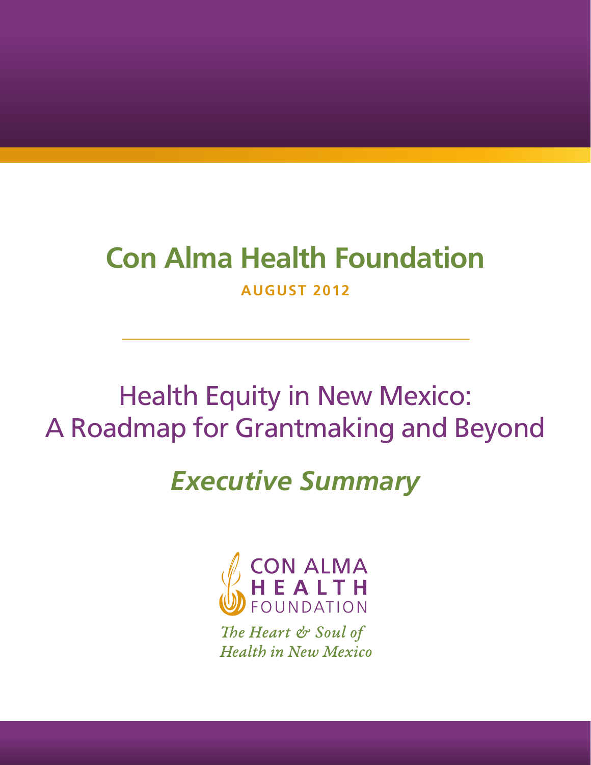# Con Alma Health Foundation

**AUGUST 2012**

---

## Health Equity in New Mexico: A Roadmap for Grantmaking and Beyond

## *Executive Summary*

CON ALMA HEALTH FOUNDATION

*The Heart & Soul of Health in New Mexico*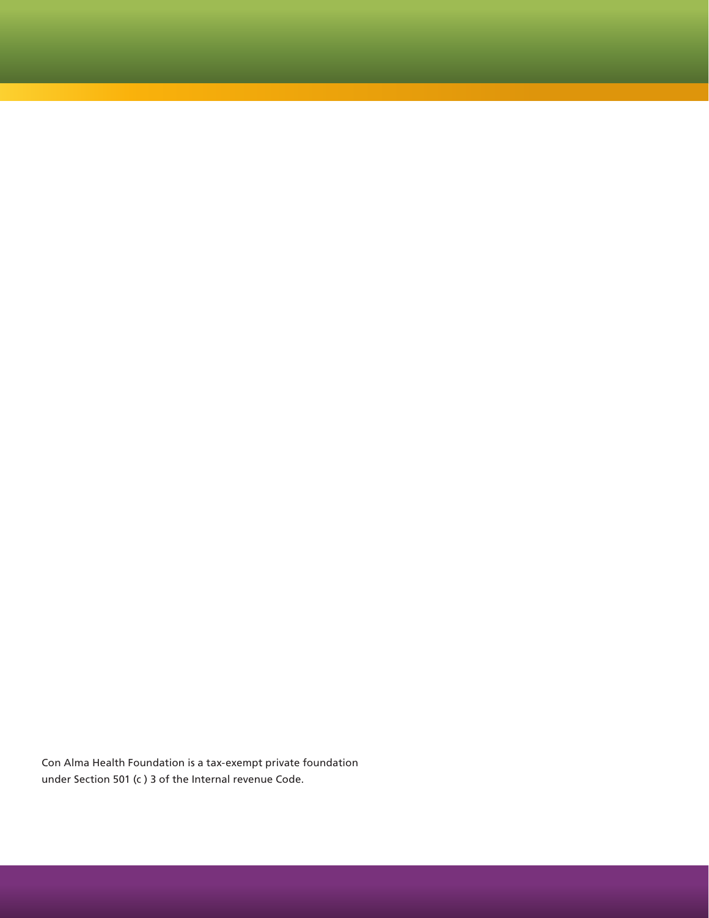Con Alma Health Foundation is a tax-exempt private foundation under Section 501 (c ) 3 of the Internal revenue Code.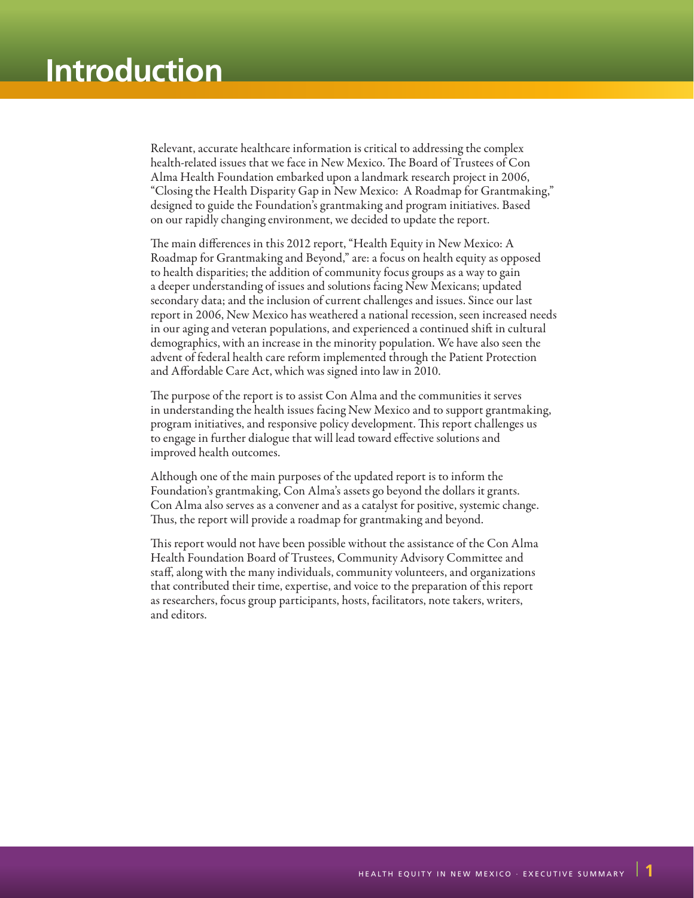# Introduction

Relevant, accurate healthcare information is critical to addressing the complex health-related issues that we face in New Mexico. The Board of Trustees of Con Alma Health Foundation embarked upon a landmark research project in 2006, "Closing the Health Disparity Gap in New Mexico: A Roadmap for Grantmaking," designed to guide the Foundation's grantmaking and program initiatives. Based on our rapidly changing environment, we decided to update the report.

The main differences in this 2012 report, "Health Equity in New Mexico: A Roadmap for Grantmaking and Beyond," are: a focus on health equity as opposed to health disparities; the addition of community focus groups as a way to gain a deeper understanding of issues and solutions facing New Mexicans; updated secondary data; and the inclusion of current challenges and issues. Since our last report in 2006, New Mexico has weathered a national recession, seen increased needs in our aging and veteran populations, and experienced a continued shift in cultural demographics, with an increase in the minority population. We have also seen the advent of federal health care reform implemented through the Patient Protection and Affordable Care Act, which was signed into law in 2010.

The purpose of the report is to assist Con Alma and the communities it serves in understanding the health issues facing New Mexico and to support grantmaking, program initiatives, and responsive policy development. This report challenges us to engage in further dialogue that will lead toward effective solutions and improved health outcomes.

Although one of the main purposes of the updated report is to inform the Foundation's grantmaking, Con Alma's assets go beyond the dollars it grants. Con Alma also serves as a convener and as a catalyst for positive, systemic change. Thus, the report will provide a roadmap for grantmaking and beyond.

This report would not have been possible without the assistance of the Con Alma Health Foundation Board of Trustees, Community Advisory Committee and staff, along with the many individuals, community volunteers, and organizations that contributed their time, expertise, and voice to the preparation of this report as researchers, focus group participants, hosts, facilitators, note takers, writers, and editors.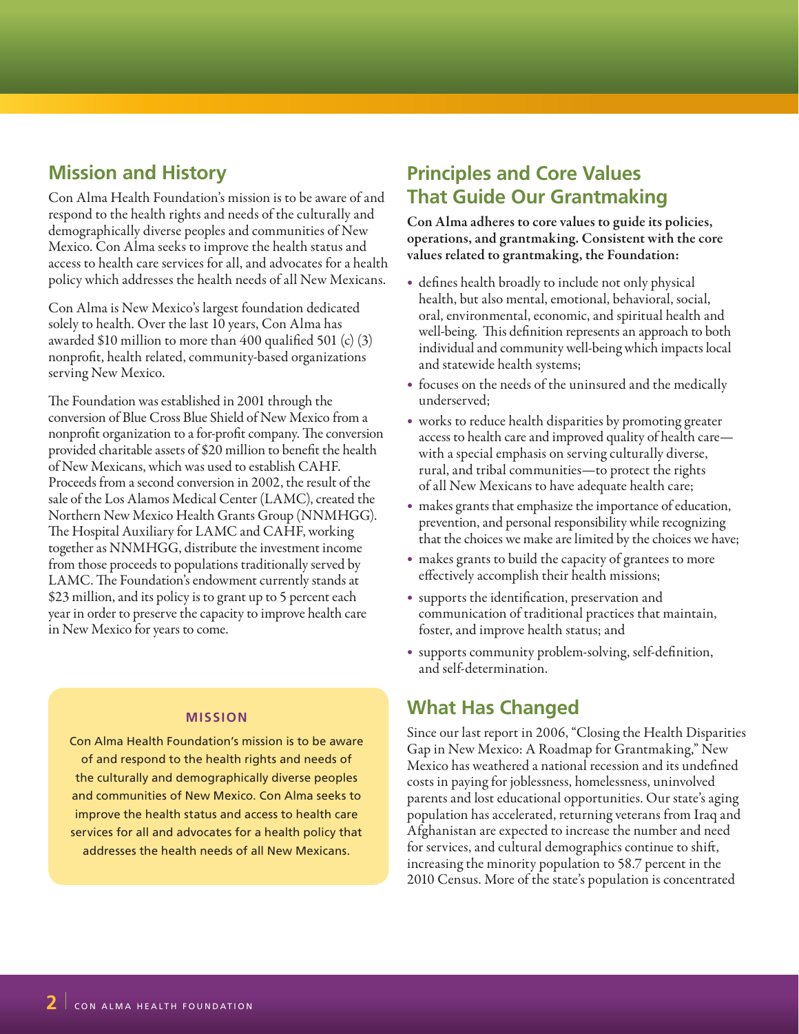## Mission and History

Con Alma Health Foundation's mission is to be aware of and respond to the health rights and needs of the culturally and demographically diverse peoples and communities of New Mexico. Con Alma seeks to improve the health status and access to health care services for all, and advocates for a health policy which addresses the health needs of all New Mexicans.

Con Alma is New Mexico's largest foundation dedicated solely to health. Over the last 10 years, Con Alma has awarded $10 million to more than 400 qualified 501 (c) (3) nonprofit, health related, community-based organizations serving New Mexico.

The Foundation was established in 2001 through the conversion of Blue Cross Blue Shield of New Mexico from a nonprofit organization to a for-profit company. The conversion provided charitable assets of $20 million to benefit the health of New Mexicans, which was used to establish CAHF. Proceeds from a second conversion in 2002, the result of the sale of the Los Alamos Medical Center (LAMC), created the Northern New Mexico Health Grants Group (NNMHGG). The Hospital Auxiliary for LAMC and CAHF, working together as NNMHGG, distribute the investment income from those proceeds to populations traditionally served by LAMC. The Foundation's endowment currently stands at $23 million, and its policy is to grant up to 5 percent each year in order to preserve the capacity to improve health care in New Mexico for years to come.

**MISSION**

Con Alma Health Foundation's mission is to be aware of and respond to the health rights and needs of the culturally and demographically diverse peoples and communities of New Mexico. Con Alma seeks to improve the health status and access to health care services for all and advocates for a health policy that addresses the health needs of all New Mexicans.

## Principles and Core Values That Guide Our Grantmaking

**Con Alma adheres to core values to guide its policies, operations, and grantmaking. Consistent with the core values related to grantmaking, the Foundation:**

- defines health broadly to include not only physical health, but also mental, emotional, behavioral, social, oral, environmental, economic, and spiritual health and well-being. This definition represents an approach to both individual and community well-being which impacts local and statewide health systems;
- focuses on the needs of the uninsured and the medically underserved;
- works to reduce health disparities by promoting greater access to health care and improved quality of health care—with a special emphasis on serving culturally diverse, rural, and tribal communities—to protect the rights of all New Mexicans to have adequate health care;
- makes grants that emphasize the importance of education, prevention, and personal responsibility while recognizing that the choices we make are limited by the choices we have;
- makes grants to build the capacity of grantees to more effectively accomplish their health missions;
- supports the identification, preservation and communication of traditional practices that maintain, foster, and improve health status; and
- supports community problem-solving, self-definition, and self-determination.

## What Has Changed

Since our last report in 2006, "Closing the Health Disparities Gap in New Mexico: A Roadmap for Grantmaking," New Mexico has weathered a national recession and its undefined costs in paying for joblessness, homelessness, uninvolved parents and lost educational opportunities. Our state's aging population has accelerated, returning veterans from Iraq and Afghanistan are expected to increase the number and need for services, and cultural demographics continue to shift, increasing the minority population to 58.7 percent in the 2010 Census. More of the state's population is concentrated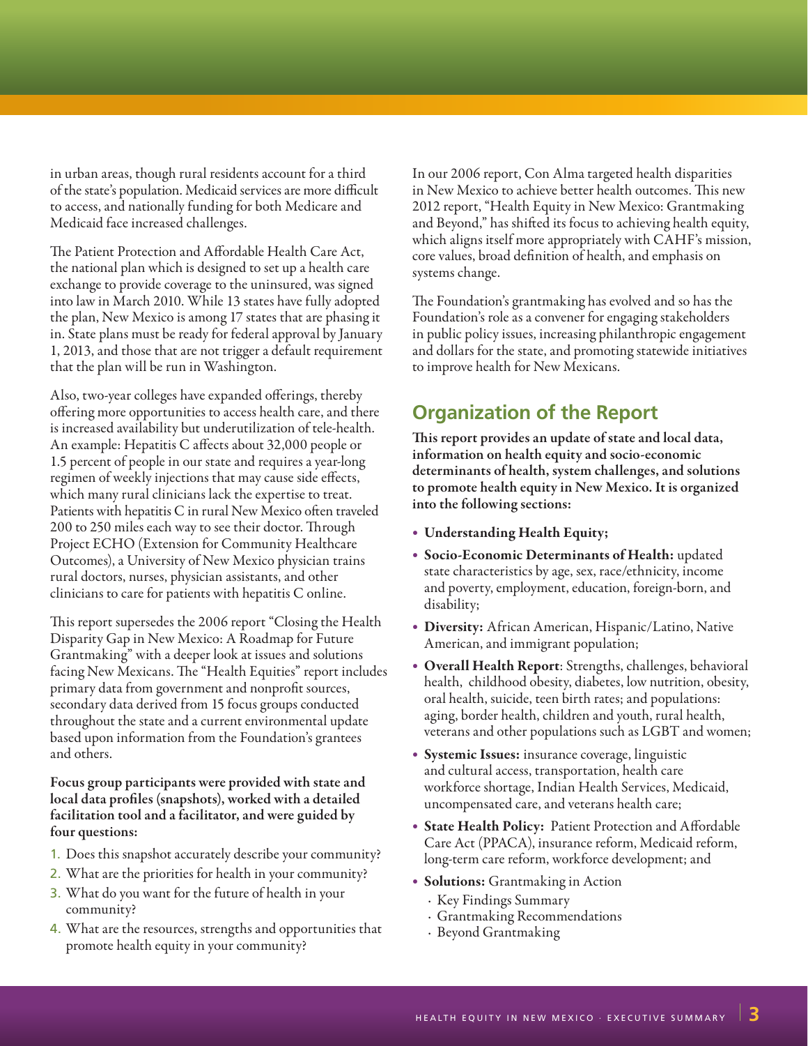in urban areas, though rural residents account for a third of the state's population. Medicaid services are more difficult to access, and nationally funding for both Medicare and Medicaid face increased challenges.

The Patient Protection and Affordable Health Care Act, the national plan which is designed to set up a health care exchange to provide coverage to the uninsured, was signed into law in March 2010. While 13 states have fully adopted the plan, New Mexico is among 17 states that are phasing it in. State plans must be ready for federal approval by January 1, 2013, and those that are not trigger a default requirement that the plan will be run in Washington.

Also, two-year colleges have expanded offerings, thereby offering more opportunities to access health care, and there is increased availability but underutilization of tele-health. An example: Hepatitis C affects about 32,000 people or 1.5 percent of people in our state and requires a year-long regimen of weekly injections that may cause side effects, which many rural clinicians lack the expertise to treat. Patients with hepatitis C in rural New Mexico often traveled 200 to 250 miles each way to see their doctor. Through Project ECHO (Extension for Community Healthcare Outcomes), a University of New Mexico physician trains rural doctors, nurses, physician assistants, and other clinicians to care for patients with hepatitis C online.

This report supersedes the 2006 report "Closing the Health Disparity Gap in New Mexico: A Roadmap for Future Grantmaking" with a deeper look at issues and solutions facing New Mexicans. The "Health Equities" report includes primary data from government and nonprofit sources, secondary data derived from 15 focus groups conducted throughout the state and a current environmental update based upon information from the Foundation's grantees and others.

**Focus group participants were provided with state and local data profiles (snapshots), worked with a detailed facilitation tool and a facilitator, and were guided by four questions:**

1. Does this snapshot accurately describe your community?
2. What are the priorities for health in your community?
3. What do you want for the future of health in your community?
4. What are the resources, strengths and opportunities that promote health equity in your community?

In our 2006 report, Con Alma targeted health disparities in New Mexico to achieve better health outcomes. This new 2012 report, "Health Equity in New Mexico: Grantmaking and Beyond," has shifted its focus to achieving health equity, which aligns itself more appropriately with CAHF's mission, core values, broad definition of health, and emphasis on systems change.

The Foundation's grantmaking has evolved and so has the Foundation's role as a convener for engaging stakeholders in public policy issues, increasing philanthropic engagement and dollars for the state, and promoting statewide initiatives to improve health for New Mexicans.

## Organization of the Report

**This report provides an update of state and local data, information on health equity and socio-economic determinants of health, system challenges, and solutions to promote health equity in New Mexico. It is organized into the following sections:**

- **Understanding Health Equity;**
- **Socio-Economic Determinants of Health:** updated state characteristics by age, sex, race/ethnicity, income and poverty, employment, education, foreign-born, and disability;
- **Diversity:** African American, Hispanic/Latino, Native American, and immigrant population;
- **Overall Health Report**: Strengths, challenges, behavioral health, childhood obesity, diabetes, low nutrition, obesity, oral health, suicide, teen birth rates; and populations: aging, border health, children and youth, rural health, veterans and other populations such as LGBT and women;
- **Systemic Issues:** insurance coverage, linguistic and cultural access, transportation, health care workforce shortage, Indian Health Services, Medicaid, uncompensated care, and veterans health care;
- **State Health Policy:** Patient Protection and Affordable Care Act (PPACA), insurance reform, Medicaid reform, long-term care reform, workforce development; and
- **Solutions:** Grantmaking in Action
  - Key Findings Summary
  - Grantmaking Recommendations
  - Beyond Grantmaking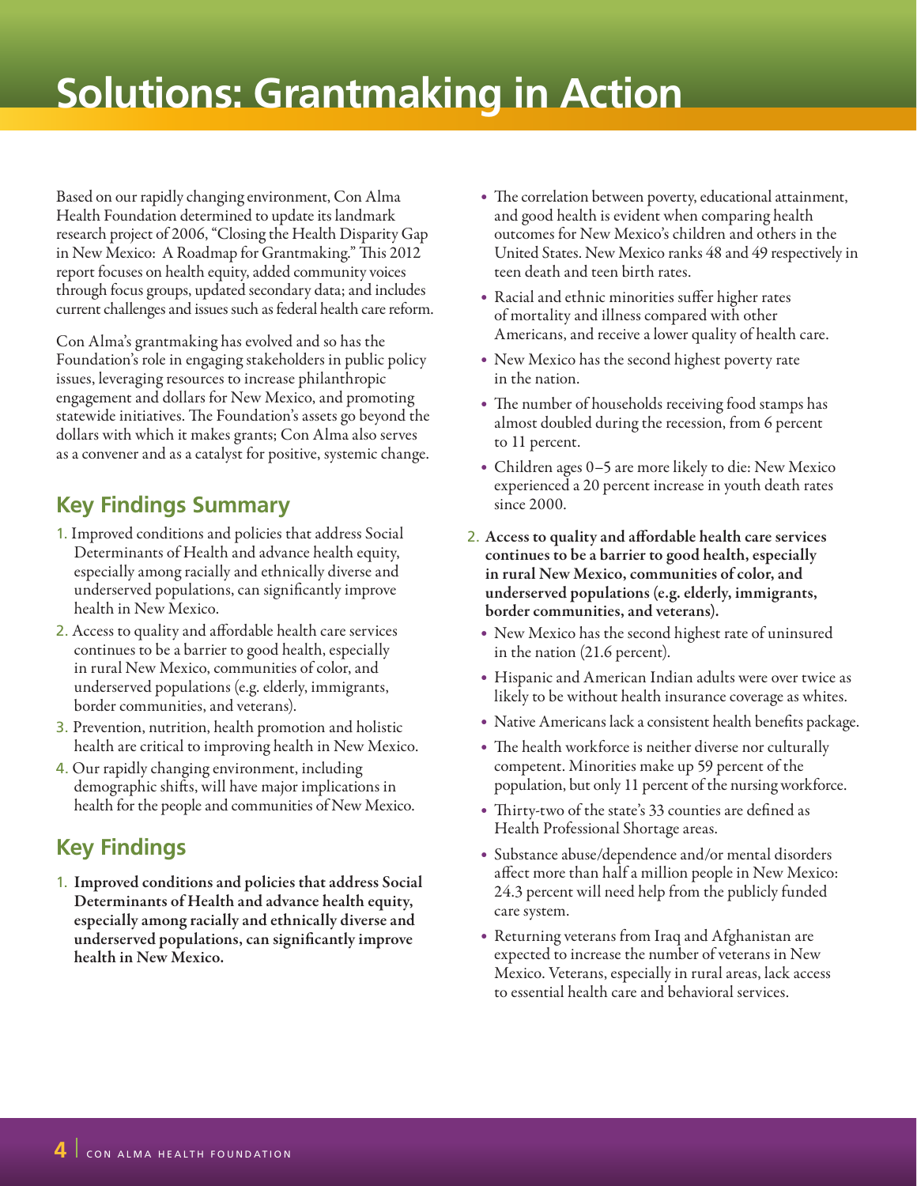# Solutions: Grantmaking in Action

Based on our rapidly changing environment, Con Alma Health Foundation determined to update its landmark research project of 2006, "Closing the Health Disparity Gap in New Mexico: A Roadmap for Grantmaking." This 2012 report focuses on health equity, added community voices through focus groups, updated secondary data; and includes current challenges and issues such as federal health care reform.

Con Alma's grantmaking has evolved and so has the Foundation's role in engaging stakeholders in public policy issues, leveraging resources to increase philanthropic engagement and dollars for New Mexico, and promoting statewide initiatives. The Foundation's assets go beyond the dollars with which it makes grants; Con Alma also serves as a convener and as a catalyst for positive, systemic change.

## Key Findings Summary

1. Improved conditions and policies that address Social Determinants of Health and advance health equity, especially among racially and ethnically diverse and underserved populations, can significantly improve health in New Mexico.
2. Access to quality and affordable health care services continues to be a barrier to good health, especially in rural New Mexico, communities of color, and underserved populations (e.g. elderly, immigrants, border communities, and veterans).
3. Prevention, nutrition, health promotion and holistic health are critical to improving health in New Mexico.
4. Our rapidly changing environment, including demographic shifts, will have major implications in health for the people and communities of New Mexico.

## Key Findings

1. **Improved conditions and policies that address Social Determinants of Health and advance health equity, especially among racially and ethnically diverse and underserved populations, can significantly improve health in New Mexico.**
   - The correlation between poverty, educational attainment, and good health is evident when comparing health outcomes for New Mexico's children and others in the United States. New Mexico ranks 48 and 49 respectively in teen death and teen birth rates.
   - Racial and ethnic minorities suffer higher rates of mortality and illness compared with other Americans, and receive a lower quality of health care.
   - New Mexico has the second highest poverty rate in the nation.
   - The number of households receiving food stamps has almost doubled during the recession, from 6 percent to 11 percent.
   - Children ages 0–5 are more likely to die: New Mexico experienced a 20 percent increase in youth death rates since 2000.
2. **Access to quality and affordable health care services continues to be a barrier to good health, especially in rural New Mexico, communities of color, and underserved populations (e.g. elderly, immigrants, border communities, and veterans).**
   - New Mexico has the second highest rate of uninsured in the nation (21.6 percent).
   - Hispanic and American Indian adults were over twice as likely to be without health insurance coverage as whites.
   - Native Americans lack a consistent health benefits package.
   - The health workforce is neither diverse nor culturally competent. Minorities make up 59 percent of the population, but only 11 percent of the nursing workforce.
   - Thirty-two of the state's 33 counties are defined as Health Professional Shortage areas.
   - Substance abuse/dependence and/or mental disorders affect more than half a million people in New Mexico: 24.3 percent will need help from the publicly funded care system.
   - Returning veterans from Iraq and Afghanistan are expected to increase the number of veterans in New Mexico. Veterans, especially in rural areas, lack access to essential health care and behavioral services.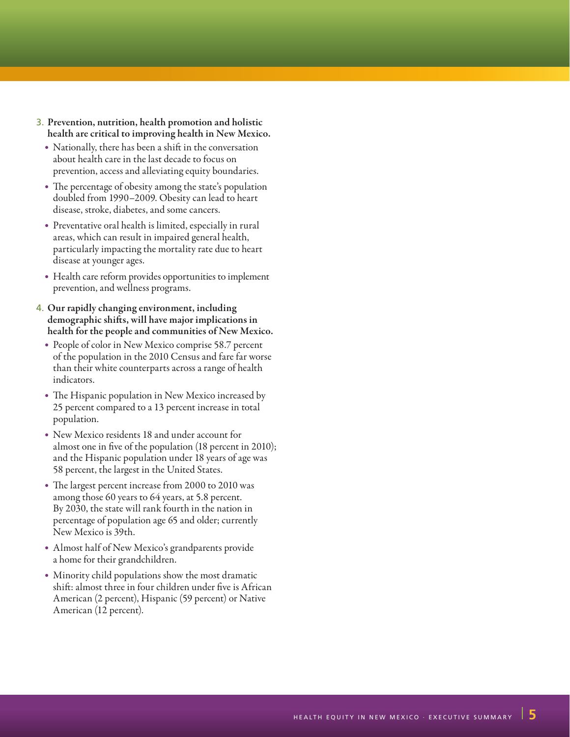3. **Prevention, nutrition, health promotion and holistic health are critical to improving health in New Mexico.**
   - Nationally, there has been a shift in the conversation about health care in the last decade to focus on prevention, access and alleviating equity boundaries.
   - The percentage of obesity among the state's population doubled from 1990–2009. Obesity can lead to heart disease, stroke, diabetes, and some cancers.
   - Preventative oral health is limited, especially in rural areas, which can result in impaired general health, particularly impacting the mortality rate due to heart disease at younger ages.
   - Health care reform provides opportunities to implement prevention, and wellness programs.

4. **Our rapidly changing environment, including demographic shifts, will have major implications in health for the people and communities of New Mexico.**
   - People of color in New Mexico comprise 58.7 percent of the population in the 2010 Census and fare far worse than their white counterparts across a range of health indicators.
   - The Hispanic population in New Mexico increased by 25 percent compared to a 13 percent increase in total population.
   - New Mexico residents 18 and under account for almost one in five of the population (18 percent in 2010); and the Hispanic population under 18 years of age was 58 percent, the largest in the United States.
   - The largest percent increase from 2000 to 2010 was among those 60 years to 64 years, at 5.8 percent. By 2030, the state will rank fourth in the nation in percentage of population age 65 and older; currently New Mexico is 39th.
   - Almost half of New Mexico's grandparents provide a home for their grandchildren.
   - Minority child populations show the most dramatic shift: almost three in four children under five is African American (2 percent), Hispanic (59 percent) or Native American (12 percent).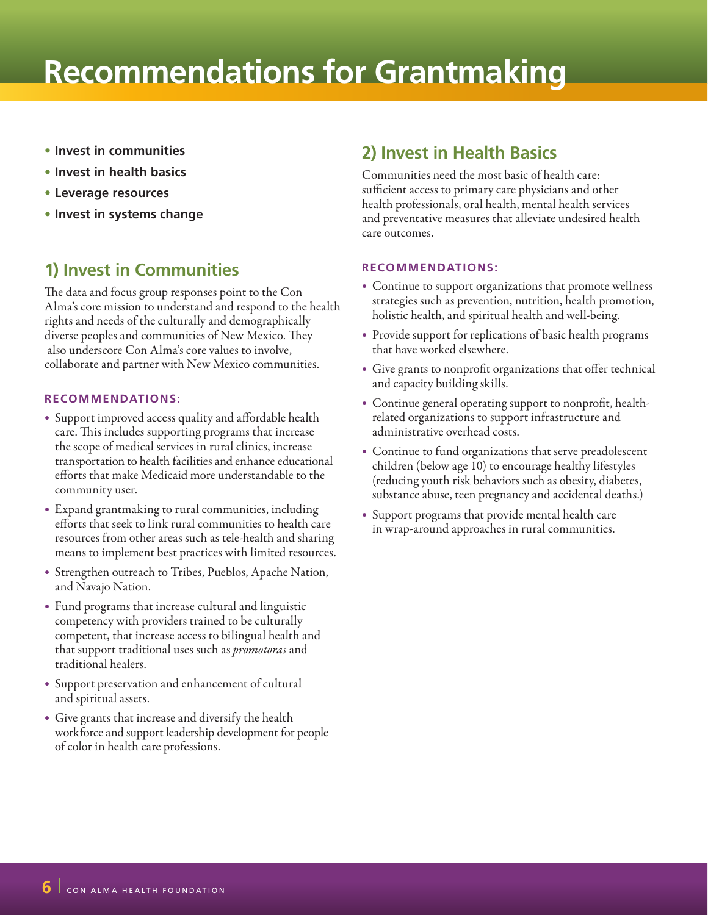# Recommendations for Grantmaking

- **Invest in communities**
- **Invest in health basics**
- **Leverage resources**
- **Invest in systems change**

## 1) Invest in Communities

The data and focus group responses point to the Con Alma's core mission to understand and respond to the health rights and needs of the culturally and demographically diverse peoples and communities of New Mexico. They also underscore Con Alma's core values to involve, collaborate and partner with New Mexico communities.

### RECOMMENDATIONS:

- Support improved access quality and affordable health care. This includes supporting programs that increase the scope of medical services in rural clinics, increase transportation to health facilities and enhance educational efforts that make Medicaid more understandable to the community user.
- Expand grantmaking to rural communities, including efforts that seek to link rural communities to health care resources from other areas such as tele-health and sharing means to implement best practices with limited resources.
- Strengthen outreach to Tribes, Pueblos, Apache Nation, and Navajo Nation.
- Fund programs that increase cultural and linguistic competency with providers trained to be culturally competent, that increase access to bilingual health and that support traditional uses such as *promotoras* and traditional healers.
- Support preservation and enhancement of cultural and spiritual assets.
- Give grants that increase and diversify the health workforce and support leadership development for people of color in health care professions.

## 2) Invest in Health Basics

Communities need the most basic of health care: sufficient access to primary care physicians and other health professionals, oral health, mental health services and preventative measures that alleviate undesired health care outcomes.

### RECOMMENDATIONS:

- Continue to support organizations that promote wellness strategies such as prevention, nutrition, health promotion, holistic health, and spiritual health and well-being.
- Provide support for replications of basic health programs that have worked elsewhere.
- Give grants to nonprofit organizations that offer technical and capacity building skills.
- Continue general operating support to nonprofit, health-related organizations to support infrastructure and administrative overhead costs.
- Continue to fund organizations that serve preadolescent children (below age 10) to encourage healthy lifestyles (reducing youth risk behaviors such as obesity, diabetes, substance abuse, teen pregnancy and accidental deaths.)
- Support programs that provide mental health care in wrap-around approaches in rural communities.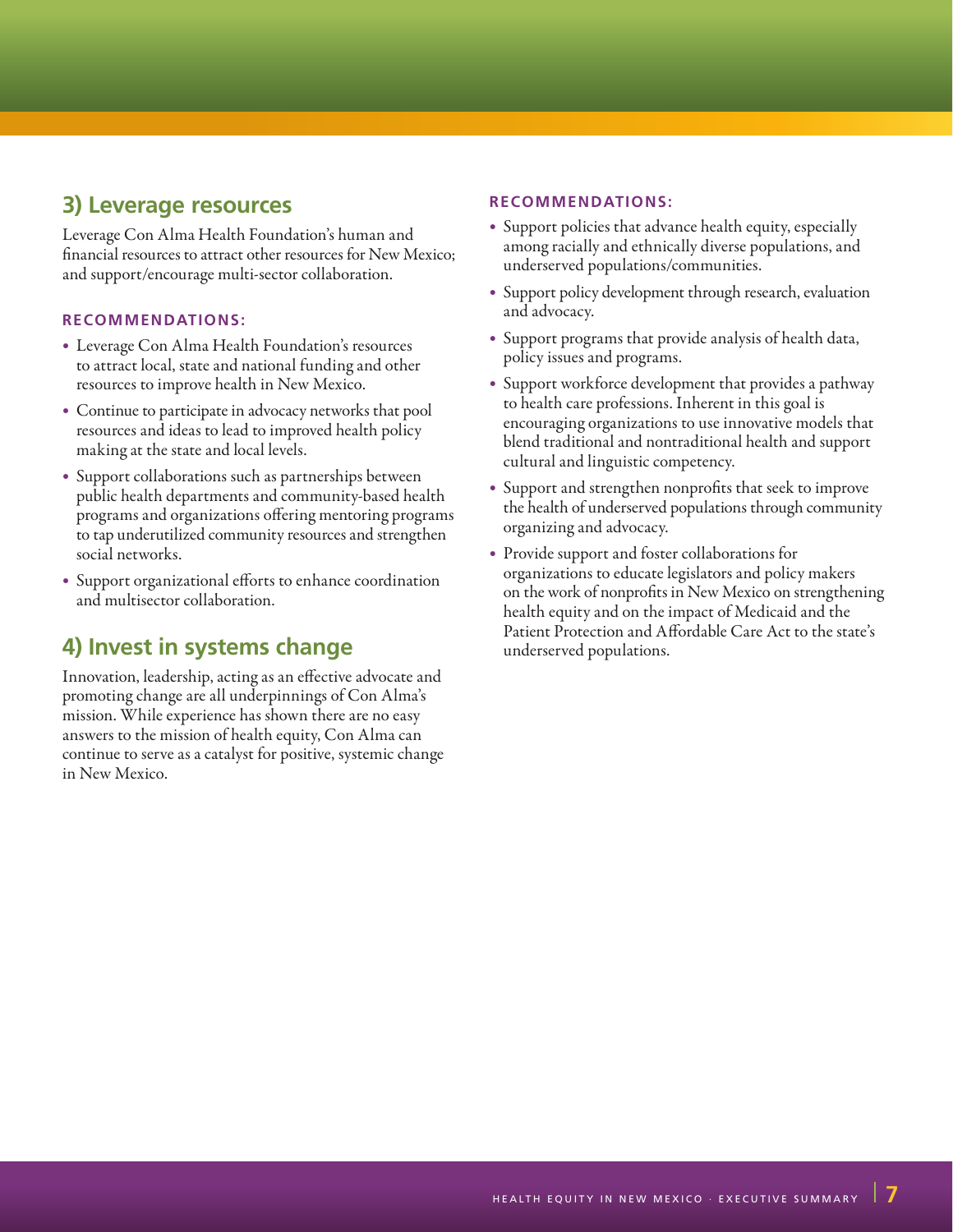## 3) Leverage resources

Leverage Con Alma Health Foundation's human and financial resources to attract other resources for New Mexico; and support/encourage multi-sector collaboration.

### RECOMMENDATIONS:

- Leverage Con Alma Health Foundation's resources to attract local, state and national funding and other resources to improve health in New Mexico.
- Continue to participate in advocacy networks that pool resources and ideas to lead to improved health policy making at the state and local levels.
- Support collaborations such as partnerships between public health departments and community-based health programs and organizations offering mentoring programs to tap underutilized community resources and strengthen social networks.
- Support organizational efforts to enhance coordination and multisector collaboration.

## 4) Invest in systems change

Innovation, leadership, acting as an effective advocate and promoting change are all underpinnings of Con Alma's mission. While experience has shown there are no easy answers to the mission of health equity, Con Alma can continue to serve as a catalyst for positive, systemic change in New Mexico.

### RECOMMENDATIONS:

- Support policies that advance health equity, especially among racially and ethnically diverse populations, and underserved populations/communities.
- Support policy development through research, evaluation and advocacy.
- Support programs that provide analysis of health data, policy issues and programs.
- Support workforce development that provides a pathway to health care professions. Inherent in this goal is encouraging organizations to use innovative models that blend traditional and nontraditional health and support cultural and linguistic competency.
- Support and strengthen nonprofits that seek to improve the health of underserved populations through community organizing and advocacy.
- Provide support and foster collaborations for organizations to educate legislators and policy makers on the work of nonprofits in New Mexico on strengthening health equity and on the impact of Medicaid and the Patient Protection and Affordable Care Act to the state's underserved populations.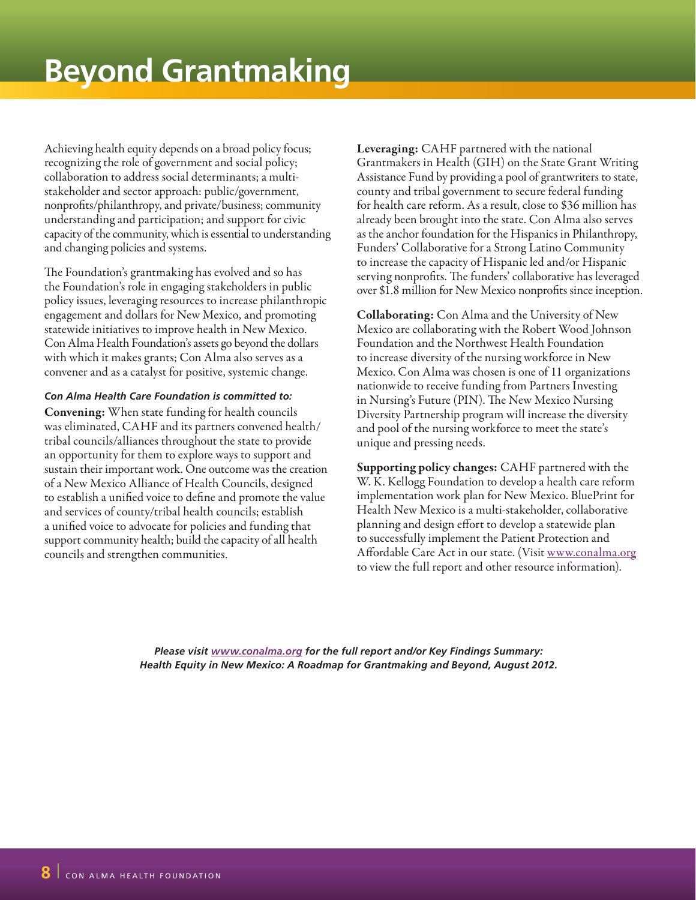# Beyond Grantmaking

Achieving health equity depends on a broad policy focus; recognizing the role of government and social policy; collaboration to address social determinants; a multi-stakeholder and sector approach: public/government, nonprofits/philanthropy, and private/business; community understanding and participation; and support for civic capacity of the community, which is essential to understanding and changing policies and systems.

The Foundation's grantmaking has evolved and so has the Foundation's role in engaging stakeholders in public policy issues, leveraging resources to increase philanthropic engagement and dollars for New Mexico, and promoting statewide initiatives to improve health in New Mexico. Con Alma Health Foundation's assets go beyond the dollars with which it makes grants; Con Alma also serves as a convener and as a catalyst for positive, systemic change.

***Con Alma Health Care Foundation is committed to:***

**Convening:** When state funding for health councils was eliminated, CAHF and its partners convened health/tribal councils/alliances throughout the state to provide an opportunity for them to explore ways to support and sustain their important work. One outcome was the creation of a New Mexico Alliance of Health Councils, designed to establish a unified voice to define and promote the value and services of county/tribal health councils; establish a unified voice to advocate for policies and funding that support community health; build the capacity of all health councils and strengthen communities.

**Leveraging:** CAHF partnered with the national Grantmakers in Health (GIH) on the State Grant Writing Assistance Fund by providing a pool of grantwriters to state, county and tribal government to secure federal funding for health care reform. As a result, close to $36 million has already been brought into the state. Con Alma also serves as the anchor foundation for the Hispanics in Philanthropy, Funders' Collaborative for a Strong Latino Community to increase the capacity of Hispanic led and/or Hispanic serving nonprofits. The funders' collaborative has leveraged over $1.8 million for New Mexico nonprofits since inception.

**Collaborating:** Con Alma and the University of New Mexico are collaborating with the Robert Wood Johnson Foundation and the Northwest Health Foundation to increase diversity of the nursing workforce in New Mexico. Con Alma was chosen is one of 11 organizations nationwide to receive funding from Partners Investing in Nursing's Future (PIN). The New Mexico Nursing Diversity Partnership program will increase the diversity and pool of the nursing workforce to meet the state's unique and pressing needs.

**Supporting policy changes:** CAHF partnered with the W. K. Kellogg Foundation to develop a health care reform implementation work plan for New Mexico. BluePrint for Health New Mexico is a multi-stakeholder, collaborative planning and design effort to develop a statewide plan to successfully implement the Patient Protection and Affordable Care Act in our state. (Visit www.conalma.org to view the full report and other resource information).

***Please visit www.conalma.org for the full report and/or Key Findings Summary: Health Equity in New Mexico: A Roadmap for Grantmaking and Beyond, August 2012.***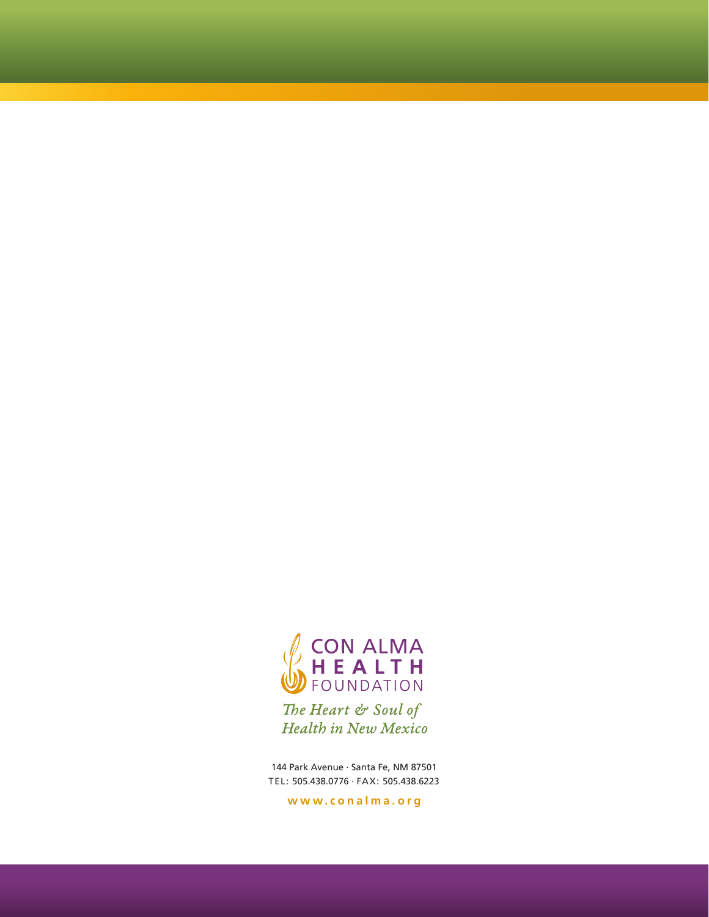CON ALMA
**HEALTH**
FOUNDATION

*The Heart & Soul of*
*Health in New Mexico*

144 Park Avenue · Santa Fe, NM 87501
TEL: 505.438.0776 · FAX: 505.438.6223

**www.conalma.org**